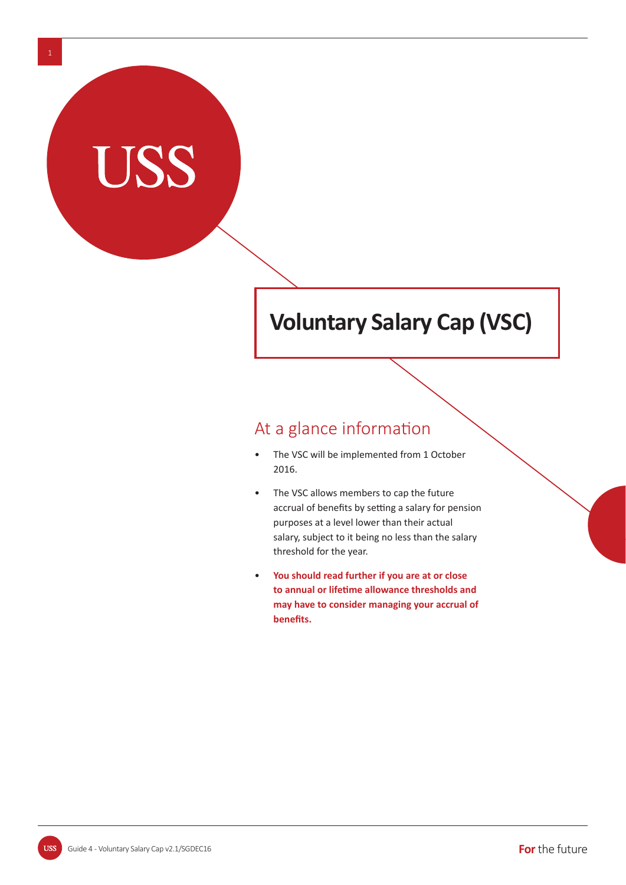# Voluntary Salary Cap (VSC)

## At a glance information

- The VSC will be implemented from 1 October 2016.
- The VSC allows members to cap the future accrual of benefits by setting a salary for pension purposes at a level lower than their actual salary, subject to it being no less than the salary threshold for the year.
- **You should read further if you are at or close to annual or lifetime allowance thresholds and may have to consider managing your accrual of benefits.**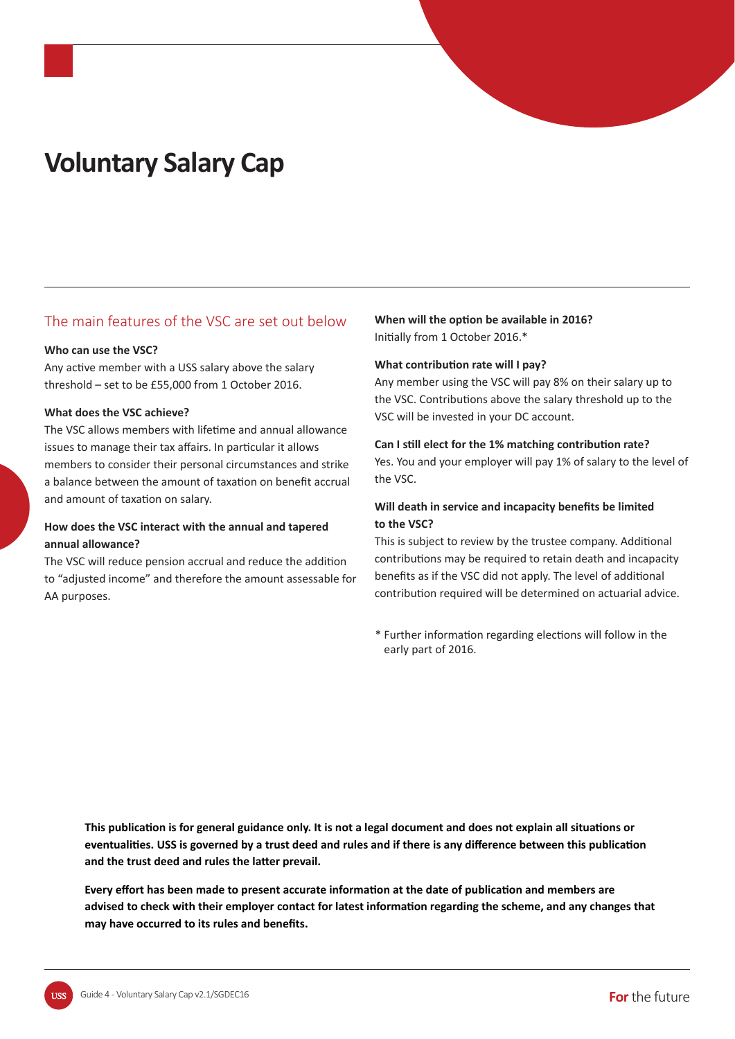# Voluntary Salary Cap

## The main features of the VSC are set out below

**Who can use the VSC?**

Any active member with a USS salary above the salary threshold – set to be £55,000 from 1 October 2016.

**What does the VSC achieve?**

The VSC allows members with lifetime and annual allowance issues to manage their tax affairs. In particular it allows members to consider their personal circumstances and strike a balance between the amount of taxation on benefit accrual and amount of taxation on salary.

**How does the VSC interact with the annual and tapered annual allowance?**

The VSC will reduce pension accrual and reduce the addition to "adjusted income" and therefore the amount assessable for AA purposes.

**When will the option be available in 2016?**

Initially from 1 October 2016.*

**What contribution rate will I pay?**

Any member using the VSC will pay 8% on their salary up to the VSC. Contributions above the salary threshold up to the VSC will be invested in your DC account.

**Can I still elect for the 1% matching contribution rate?**

Yes. You and your employer will pay 1% of salary to the level of the VSC.

**Will death in service and incapacity benefits be limited to the VSC?**

This is subject to review by the trustee company. Additional contributions may be required to retain death and incapacity benefits as if the VSC did not apply. The level of additional contribution required will be determined on actuarial advice.

* Further information regarding elections will follow in the early part of 2016.

**This publication is for general guidance only. It is not a legal document and does not explain all situations or eventualities. USS is governed by a trust deed and rules and if there is any difference between this publication and the trust deed and rules the latter prevail.**

**Every effort has been made to present accurate information at the date of publication and members are advised to check with their employer contact for latest information regarding the scheme, and any changes that may have occurred to its rules and benefits.**